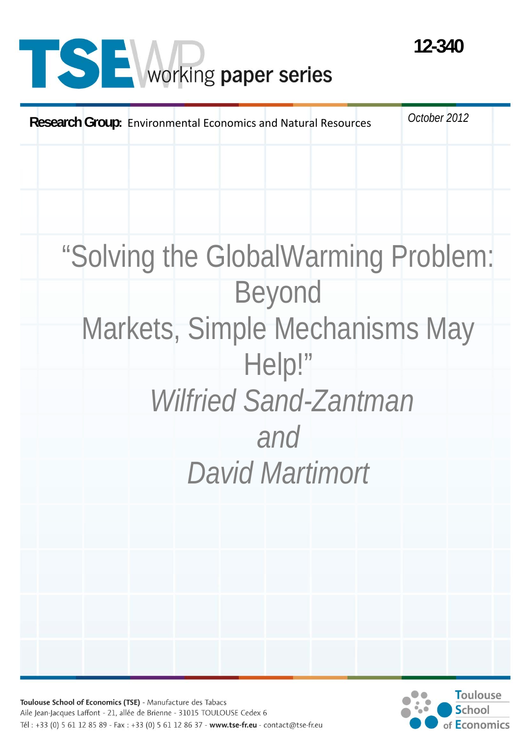# TSE WP working paper series

**12-340**

**Research Group:** Environmental Economics and Natural Resources

*October 2012*

# "Solving the GlobalWarming Problem: Beyond Markets, Simple Mechanisms May Help!"

*Wilfried Sand-Zantman*

*and*

*David Martimort*

**Toulouse School of Economics (TSE)** - Manufacture des Tabacs
Aile Jean-Jacques Laffont - 21, allée de Brienne - 31015 TOULOUSE Cedex 6
Tél : +33 (0) 5 61 12 85 89 - Fax : +33 (0) 5 61 12 86 37 - **www.tse-fr.eu** - contact@tse-fr.eu

Toulouse School of Economics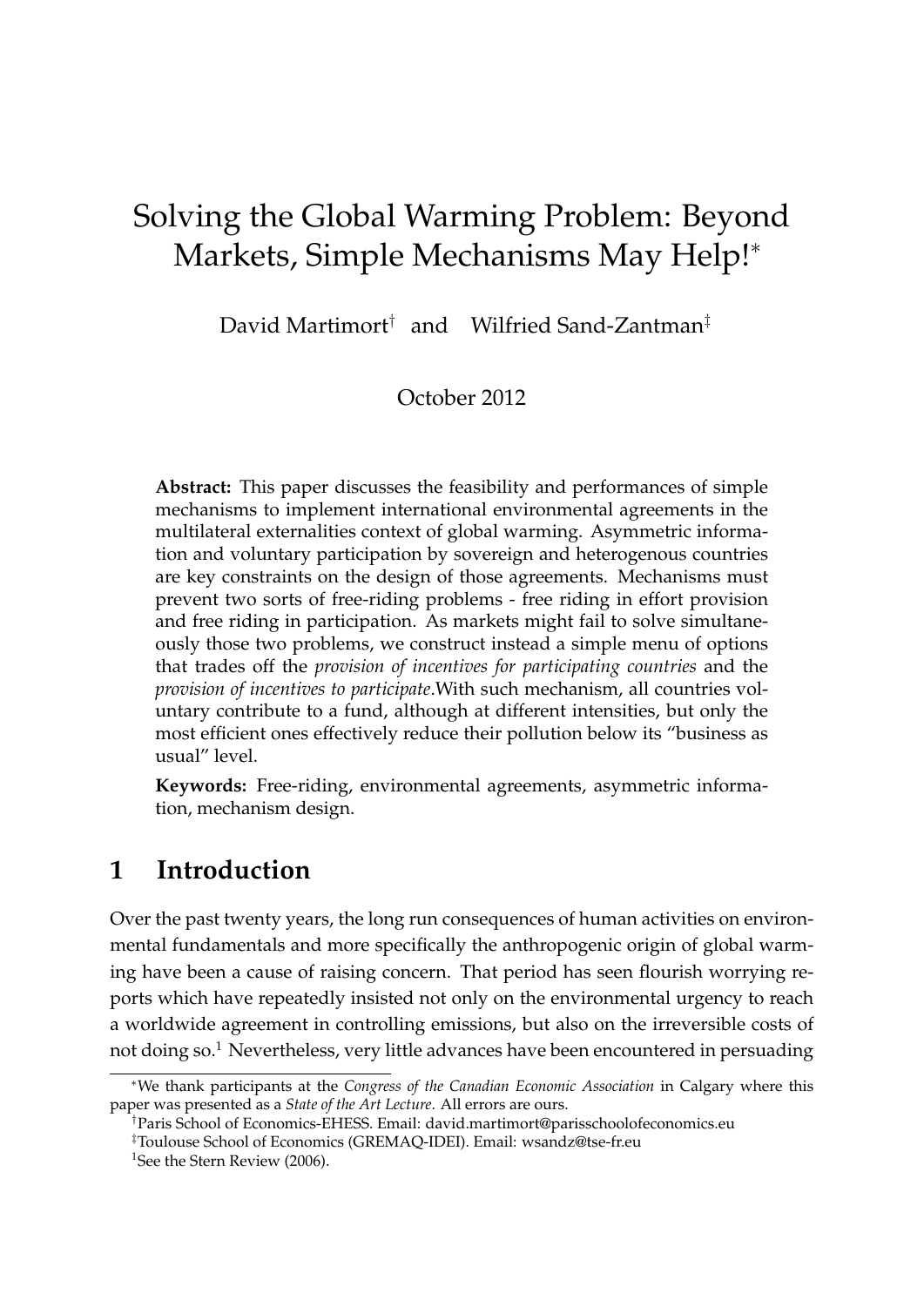# Solving the Global Warming Problem: Beyond Markets, Simple Mechanisms May Help![*]

David Martimort[†] and Wilfried Sand-Zantman[‡]

October 2012

**Abstract:** This paper discusses the feasibility and performances of simple mechanisms to implement international environmental agreements in the multilateral externalities context of global warming. Asymmetric information and voluntary participation by sovereign and heterogenous countries are key constraints on the design of those agreements. Mechanisms must prevent two sorts of free-riding problems - free riding in effort provision and free riding in participation. As markets might fail to solve simultaneously those two problems, we construct instead a simple menu of options that trades off the *provision of incentives for participating countries* and the *provision of incentives to participate*.With such mechanism, all countries voluntary contribute to a fund, although at different intensities, but only the most efficient ones effectively reduce their pollution below its "business as usual" level.

**Keywords:** Free-riding, environmental agreements, asymmetric information, mechanism design.

## 1 Introduction

Over the past twenty years, the long run consequences of human activities on environmental fundamentals and more specifically the anthropogenic origin of global warming have been a cause of raising concern. That period has seen flourish worrying reports which have repeatedly insisted not only on the environmental urgency to reach a worldwide agreement in controlling emissions, but also on the irreversible costs of not doing so.[1] Nevertheless, very little advances have been encountered in persuading

---

[*] We thank participants at the *Congress of the Canadian Economic Association* in Calgary where this paper was presented as a *State of the Art Lecture*. All errors are ours.

[†] Paris School of Economics-EHESS. Email: david.martimort@parisschoolofeconomics.eu

[‡] Toulouse School of Economics (GREMAQ-IDEI). Email: wsandz@tse-fr.eu

[1] See the Stern Review (2006).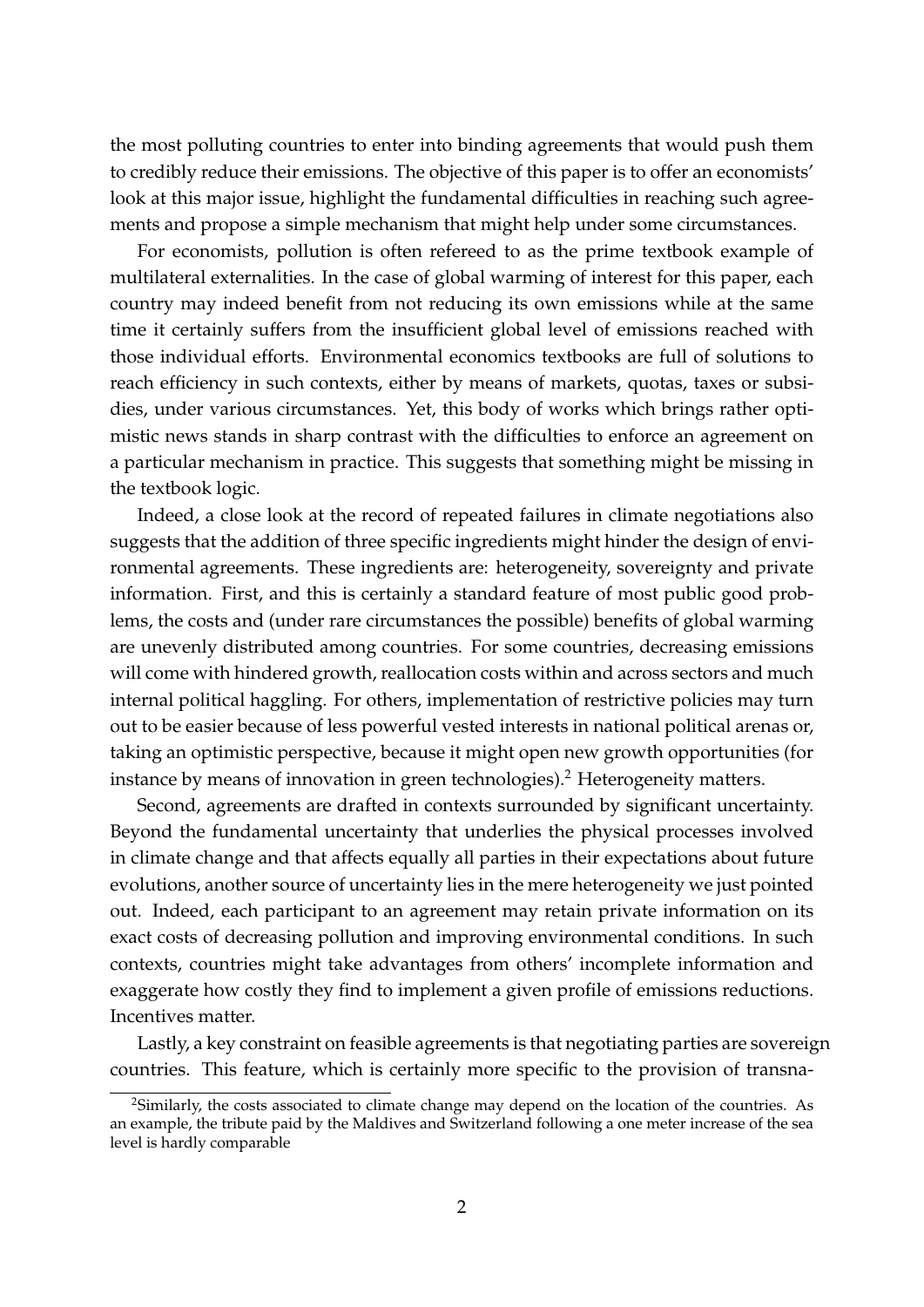the most polluting countries to enter into binding agreements that would push them to credibly reduce their emissions. The objective of this paper is to offer an economists' look at this major issue, highlight the fundamental difficulties in reaching such agreements and propose a simple mechanism that might help under some circumstances.

For economists, pollution is often refereed to as the prime textbook example of multilateral externalities. In the case of global warming of interest for this paper, each country may indeed benefit from not reducing its own emissions while at the same time it certainly suffers from the insufficient global level of emissions reached with those individual efforts. Environmental economics textbooks are full of solutions to reach efficiency in such contexts, either by means of markets, quotas, taxes or subsidies, under various circumstances. Yet, this body of works which brings rather optimistic news stands in sharp contrast with the difficulties to enforce an agreement on a particular mechanism in practice. This suggests that something might be missing in the textbook logic.

Indeed, a close look at the record of repeated failures in climate negotiations also suggests that the addition of three specific ingredients might hinder the design of environmental agreements. These ingredients are: heterogeneity, sovereignty and private information. First, and this is certainly a standard feature of most public good problems, the costs and (under rare circumstances the possible) benefits of global warming are unevenly distributed among countries. For some countries, decreasing emissions will come with hindered growth, reallocation costs within and across sectors and much internal political haggling. For others, implementation of restrictive policies may turn out to be easier because of less powerful vested interests in national political arenas or, taking an optimistic perspective, because it might open new growth opportunities (for instance by means of innovation in green technologies).[2] Heterogeneity matters.

Second, agreements are drafted in contexts surrounded by significant uncertainty. Beyond the fundamental uncertainty that underlies the physical processes involved in climate change and that affects equally all parties in their expectations about future evolutions, another source of uncertainty lies in the mere heterogeneity we just pointed out. Indeed, each participant to an agreement may retain private information on its exact costs of decreasing pollution and improving environmental conditions. In such contexts, countries might take advantages from others' incomplete information and exaggerate how costly they find to implement a given profile of emissions reductions. Incentives matter.

Lastly, a key constraint on feasible agreements is that negotiating parties are sovereign countries. This feature, which is certainly more specific to the provision of transna-

[2] Similarly, the costs associated to climate change may depend on the location of the countries. As an example, the tribute paid by the Maldives and Switzerland following a one meter increase of the sea level is hardly comparable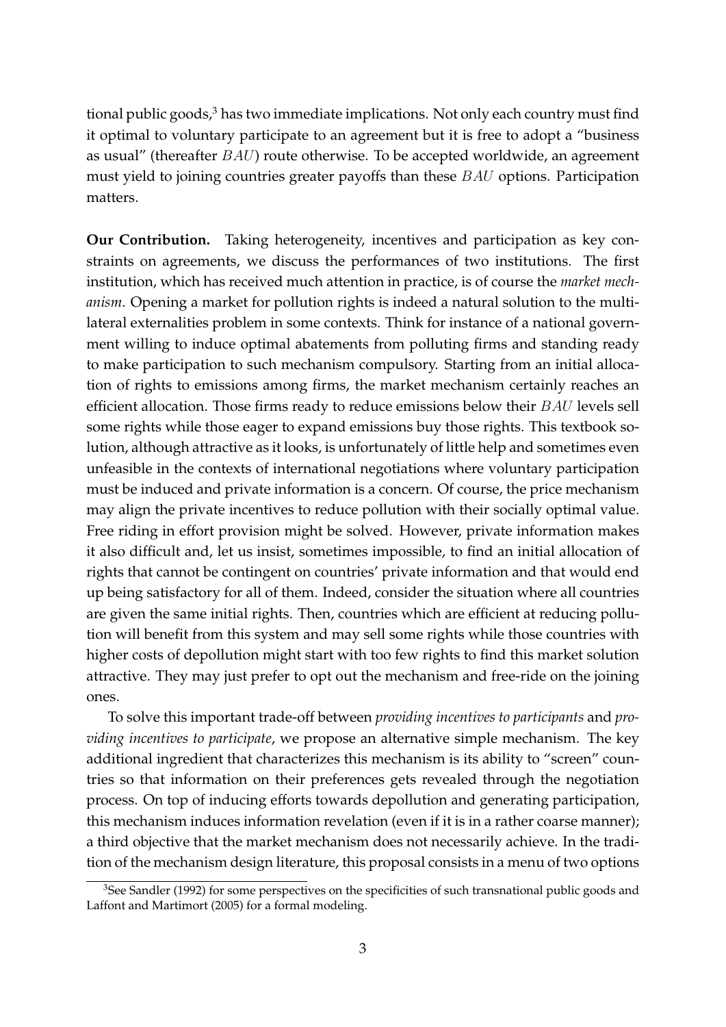tional public goods,[3] has two immediate implications. Not only each country must find it optimal to voluntary participate to an agreement but it is free to adopt a "business as usual" (thereafter $BAU$) route otherwise. To be accepted worldwide, an agreement must yield to joining countries greater payoffs than these $BAU$ options. Participation matters.

**Our Contribution.** Taking heterogeneity, incentives and participation as key constraints on agreements, we discuss the performances of two institutions. The first institution, which has received much attention in practice, is of course the *market mechanism*. Opening a market for pollution rights is indeed a natural solution to the multilateral externalities problem in some contexts. Think for instance of a national government willing to induce optimal abatements from polluting firms and standing ready to make participation to such mechanism compulsory. Starting from an initial allocation of rights to emissions among firms, the market mechanism certainly reaches an efficient allocation. Those firms ready to reduce emissions below their $BAU$ levels sell some rights while those eager to expand emissions buy those rights. This textbook solution, although attractive as it looks, is unfortunately of little help and sometimes even unfeasible in the contexts of international negotiations where voluntary participation must be induced and private information is a concern. Of course, the price mechanism may align the private incentives to reduce pollution with their socially optimal value. Free riding in effort provision might be solved. However, private information makes it also difficult and, let us insist, sometimes impossible, to find an initial allocation of rights that cannot be contingent on countries' private information and that would end up being satisfactory for all of them. Indeed, consider the situation where all countries are given the same initial rights. Then, countries which are efficient at reducing pollution will benefit from this system and may sell some rights while those countries with higher costs of depollution might start with too few rights to find this market solution attractive. They may just prefer to opt out the mechanism and free-ride on the joining ones.

To solve this important trade-off between *providing incentives to participants* and *providing incentives to participate*, we propose an alternative simple mechanism. The key additional ingredient that characterizes this mechanism is its ability to "screen" countries so that information on their preferences gets revealed through the negotiation process. On top of inducing efforts towards depollution and generating participation, this mechanism induces information revelation (even if it is in a rather coarse manner); a third objective that the market mechanism does not necessarily achieve. In the tradition of the mechanism design literature, this proposal consists in a menu of two options

[3] See Sandler (1992) for some perspectives on the specificities of such transnational public goods and Laffont and Martimort (2005) for a formal modeling.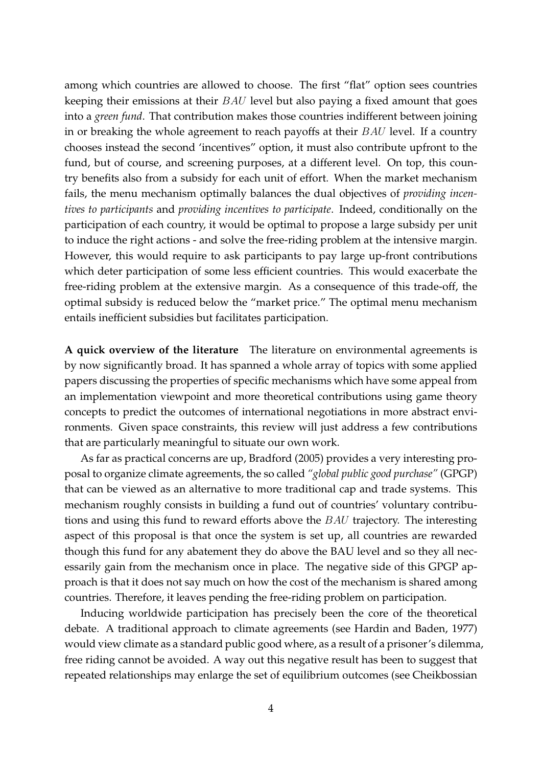among which countries are allowed to choose. The first "flat" option sees countries keeping their emissions at their $BAU$ level but also paying a fixed amount that goes into a *green fund*. That contribution makes those countries indifferent between joining in or breaking the whole agreement to reach payoffs at their $BAU$ level. If a country chooses instead the second 'incentives" option, it must also contribute upfront to the fund, but of course, and screening purposes, at a different level. On top, this country benefits also from a subsidy for each unit of effort. When the market mechanism fails, the menu mechanism optimally balances the dual objectives of *providing incentives to participants* and *providing incentives to participate*. Indeed, conditionally on the participation of each country, it would be optimal to propose a large subsidy per unit to induce the right actions - and solve the free-riding problem at the intensive margin. However, this would require to ask participants to pay large up-front contributions which deter participation of some less efficient countries. This would exacerbate the free-riding problem at the extensive margin. As a consequence of this trade-off, the optimal subsidy is reduced below the "market price." The optimal menu mechanism entails inefficient subsidies but facilitates participation.

**A quick overview of the literature** The literature on environmental agreements is by now significantly broad. It has spanned a whole array of topics with some applied papers discussing the properties of specific mechanisms which have some appeal from an implementation viewpoint and more theoretical contributions using game theory concepts to predict the outcomes of international negotiations in more abstract environments. Given space constraints, this review will just address a few contributions that are particularly meaningful to situate our own work.

As far as practical concerns are up, Bradford (2005) provides a very interesting proposal to organize climate agreements, the so called *"global public good purchase"* (GPGP) that can be viewed as an alternative to more traditional cap and trade systems. This mechanism roughly consists in building a fund out of countries' voluntary contributions and using this fund to reward efforts above the $BAU$ trajectory. The interesting aspect of this proposal is that once the system is set up, all countries are rewarded though this fund for any abatement they do above the BAU level and so they all necessarily gain from the mechanism once in place. The negative side of this GPGP approach is that it does not say much on how the cost of the mechanism is shared among countries. Therefore, it leaves pending the free-riding problem on participation.

Inducing worldwide participation has precisely been the core of the theoretical debate. A traditional approach to climate agreements (see Hardin and Baden, 1977) would view climate as a standard public good where, as a result of a prisoner's dilemma, free riding cannot be avoided. A way out this negative result has been to suggest that repeated relationships may enlarge the set of equilibrium outcomes (see Cheikbossian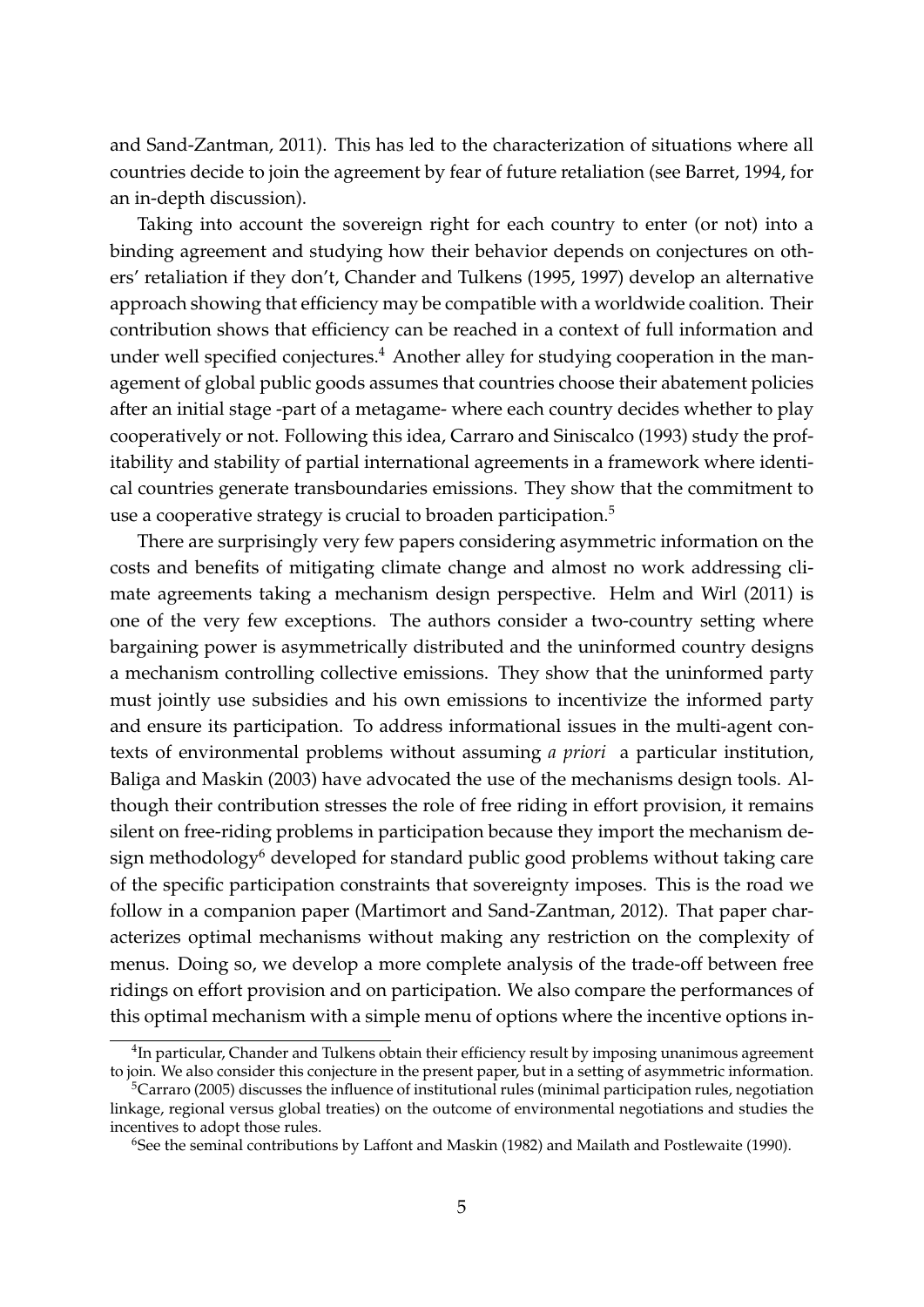and Sand-Zantman, 2011). This has led to the characterization of situations where all countries decide to join the agreement by fear of future retaliation (see Barret, 1994, for an in-depth discussion).

Taking into account the sovereign right for each country to enter (or not) into a binding agreement and studying how their behavior depends on conjectures on others' retaliation if they don't, Chander and Tulkens (1995, 1997) develop an alternative approach showing that efficiency may be compatible with a worldwide coalition. Their contribution shows that efficiency can be reached in a context of full information and under well specified conjectures.[4] Another alley for studying cooperation in the management of global public goods assumes that countries choose their abatement policies after an initial stage -part of a metagame- where each country decides whether to play cooperatively or not. Following this idea, Carraro and Siniscalco (1993) study the profitability and stability of partial international agreements in a framework where identical countries generate transboundaries emissions. They show that the commitment to use a cooperative strategy is crucial to broaden participation.[5]

There are surprisingly very few papers considering asymmetric information on the costs and benefits of mitigating climate change and almost no work addressing climate agreements taking a mechanism design perspective. Helm and Wirl (2011) is one of the very few exceptions. The authors consider a two-country setting where bargaining power is asymmetrically distributed and the uninformed country designs a mechanism controlling collective emissions. They show that the uninformed party must jointly use subsidies and his own emissions to incentivize the informed party and ensure its participation. To address informational issues in the multi-agent contexts of environmental problems without assuming *a priori* a particular institution, Baliga and Maskin (2003) have advocated the use of the mechanisms design tools. Although their contribution stresses the role of free riding in effort provision, it remains silent on free-riding problems in participation because they import the mechanism design methodology[6] developed for standard public good problems without taking care of the specific participation constraints that sovereignty imposes. This is the road we follow in a companion paper (Martimort and Sand-Zantman, 2012). That paper characterizes optimal mechanisms without making any restriction on the complexity of menus. Doing so, we develop a more complete analysis of the trade-off between free ridings on effort provision and on participation. We also compare the performances of this optimal mechanism with a simple menu of options where the incentive options in-

[4] In particular, Chander and Tulkens obtain their efficiency result by imposing unanimous agreement to join. We also consider this conjecture in the present paper, but in a setting of asymmetric information.

[5] Carraro (2005) discusses the influence of institutional rules (minimal participation rules, negotiation linkage, regional versus global treaties) on the outcome of environmental negotiations and studies the incentives to adopt those rules.

[6] See the seminal contributions by Laffont and Maskin (1982) and Mailath and Postlewaite (1990).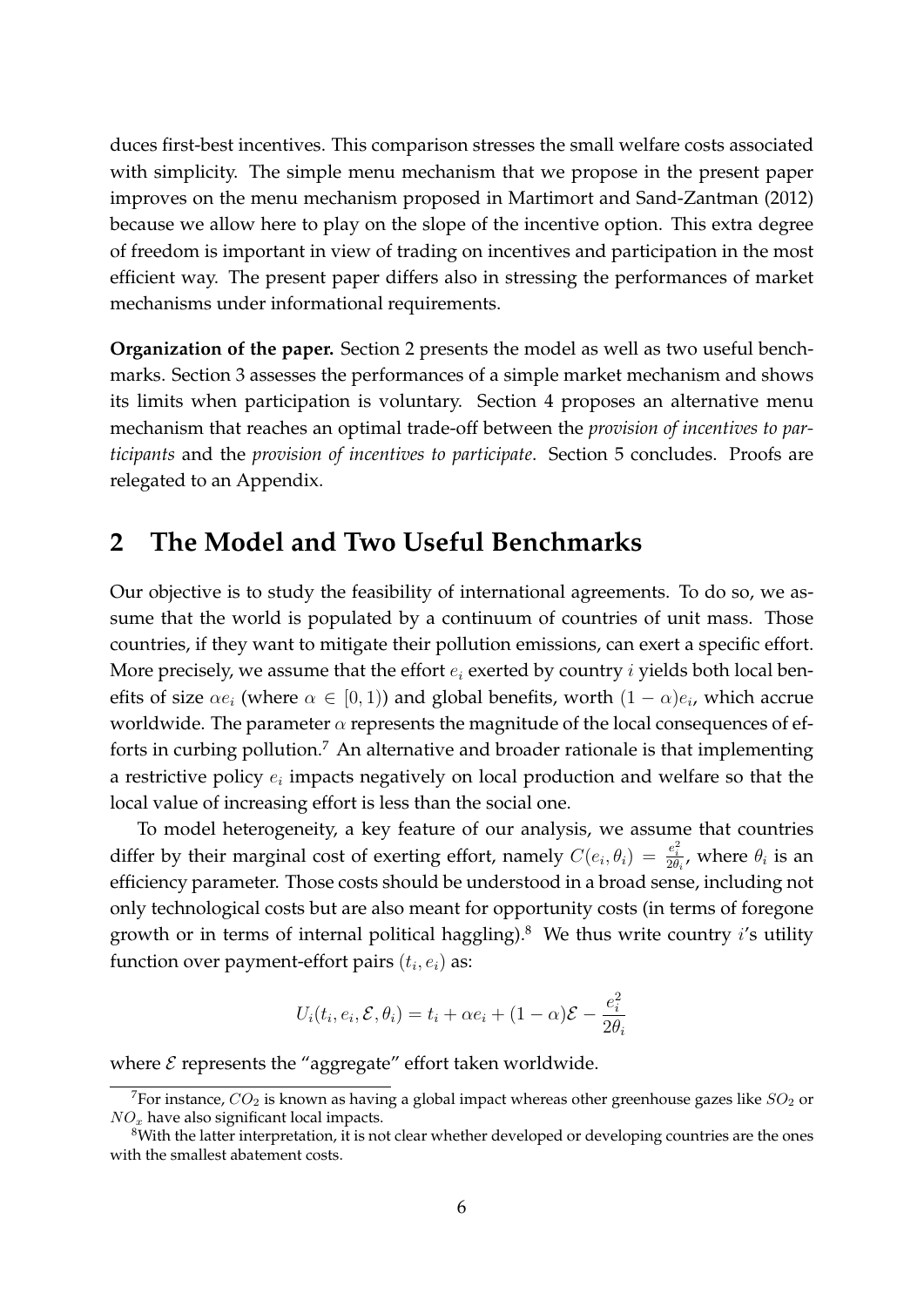duces first-best incentives. This comparison stresses the small welfare costs associated with simplicity. The simple menu mechanism that we propose in the present paper improves on the menu mechanism proposed in Martimort and Sand-Zantman (2012) because we allow here to play on the slope of the incentive option. This extra degree of freedom is important in view of trading on incentives and participation in the most efficient way. The present paper differs also in stressing the performances of market mechanisms under informational requirements.

**Organization of the paper.** Section 2 presents the model as well as two useful benchmarks. Section 3 assesses the performances of a simple market mechanism and shows its limits when participation is voluntary. Section 4 proposes an alternative menu mechanism that reaches an optimal trade-off between the *provision of incentives to participants* and the *provision of incentives to participate*. Section 5 concludes. Proofs are relegated to an Appendix.

## 2 The Model and Two Useful Benchmarks

Our objective is to study the feasibility of international agreements. To do so, we assume that the world is populated by a continuum of countries of unit mass. Those countries, if they want to mitigate their pollution emissions, can exert a specific effort. More precisely, we assume that the effort $e_i$ exerted by country $i$ yields both local benefits of size $\alpha e_i$ (where $\alpha \in [0, 1)$) and global benefits, worth $(1-\alpha)e_i$, which accrue worldwide. The parameter $\alpha$ represents the magnitude of the local consequences of efforts in curbing pollution.[7] An alternative and broader rationale is that implementing a restrictive policy $e_i$ impacts negatively on local production and welfare so that the local value of increasing effort is less than the social one.

To model heterogeneity, a key feature of our analysis, we assume that countries differ by their marginal cost of exerting effort, namely $C(e_i, \theta_i) = \frac{e_i^2}{2\theta_i}$, where $\theta_i$ is an efficiency parameter. Those costs should be understood in a broad sense, including not only technological costs but are also meant for opportunity costs (in terms of foregone growth or in terms of internal political haggling).[8] We thus write country $i$'s utility function over payment-effort pairs $(t_i, e_i)$ as:

$$U_i(t_i, e_i, \mathcal{E}, \theta_i) = t_i + \alpha e_i + (1-\alpha)\mathcal{E} - \frac{e_i^2}{2\theta_i}$$

where $\mathcal{E}$ represents the "aggregate" effort taken worldwide.

[7] For instance, $CO_2$ is known as having a global impact whereas other greenhouse gazes like $SO_2$ or $NO_x$ have also significant local impacts.

[8] With the latter interpretation, it is not clear whether developed or developing countries are the ones with the smallest abatement costs.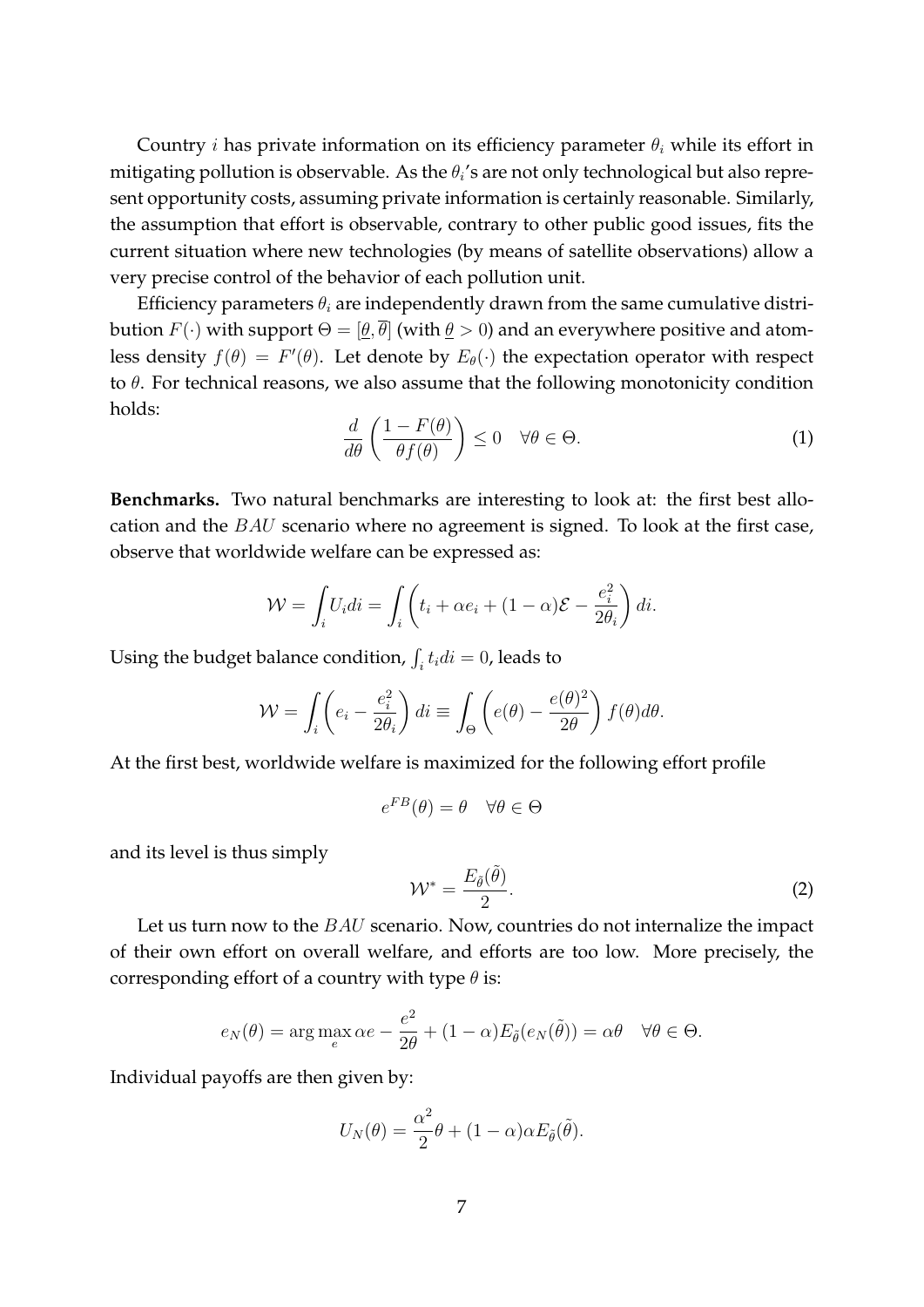Country $i$ has private information on its efficiency parameter $\theta_i$ while its effort in mitigating pollution is observable. As the $\theta_i$'s are not only technological but also represent opportunity costs, assuming private information is certainly reasonable. Similarly, the assumption that effort is observable, contrary to other public good issues, fits the current situation where new technologies (by means of satellite observations) allow a very precise control of the behavior of each pollution unit.

Efficiency parameters $\theta_i$ are independently drawn from the same cumulative distribution $F(\cdot)$ with support $\Theta = [\underline{\theta}, \overline{\theta}]$ (with $\underline{\theta} > 0$) and an everywhere positive and atomless density $f(\theta) = F'(\theta)$. Let denote by $E_\theta(\cdot)$ the expectation operator with respect to $\theta$. For technical reasons, we also assume that the following monotonicity condition holds:

$$\frac{d}{d\theta}\left(\frac{1 - F(\theta)}{\theta f(\theta)}\right) \leq 0 \quad \forall \theta \in \Theta. \tag{1}$$

**Benchmarks.** Two natural benchmarks are interesting to look at: the first best allocation and the $BAU$ scenario where no agreement is signed. To look at the first case, observe that worldwide welfare can be expressed as:

$$\mathcal{W} = \int_i U_i di = \int_i \left(t_i + \alpha e_i + (1-\alpha)\mathcal{E} - \frac{e_i^2}{2\theta_i}\right) di.$$

Using the budget balance condition, $\int_i t_i di = 0$, leads to

$$\mathcal{W} = \int_i \left(e_i - \frac{e_i^2}{2\theta_i}\right) di \equiv \int_\Theta \left(e(\theta) - \frac{e(\theta)^2}{2\theta}\right) f(\theta) d\theta.$$

At the first best, worldwide welfare is maximized for the following effort profile

$$e^{FB}(\theta) = \theta \quad \forall \theta \in \Theta$$

and its level is thus simply

$$\mathcal{W}^* = \frac{E_{\tilde{\theta}}(\tilde{\theta})}{2}. \tag{2}$$

Let us turn now to the $BAU$ scenario. Now, countries do not internalize the impact of their own effort on overall welfare, and efforts are too low. More precisely, the corresponding effort of a country with type $\theta$ is:

$$e_N(\theta) = \arg\max_e \alpha e - \frac{e^2}{2\theta} + (1-\alpha)E_{\tilde{\theta}}(e_N(\tilde{\theta})) = \alpha\theta \quad \forall \theta \in \Theta.$$

Individual payoffs are then given by:

$$U_N(\theta) = \frac{\alpha^2}{2}\theta + (1-\alpha)\alpha E_{\tilde{\theta}}(\tilde{\theta}).$$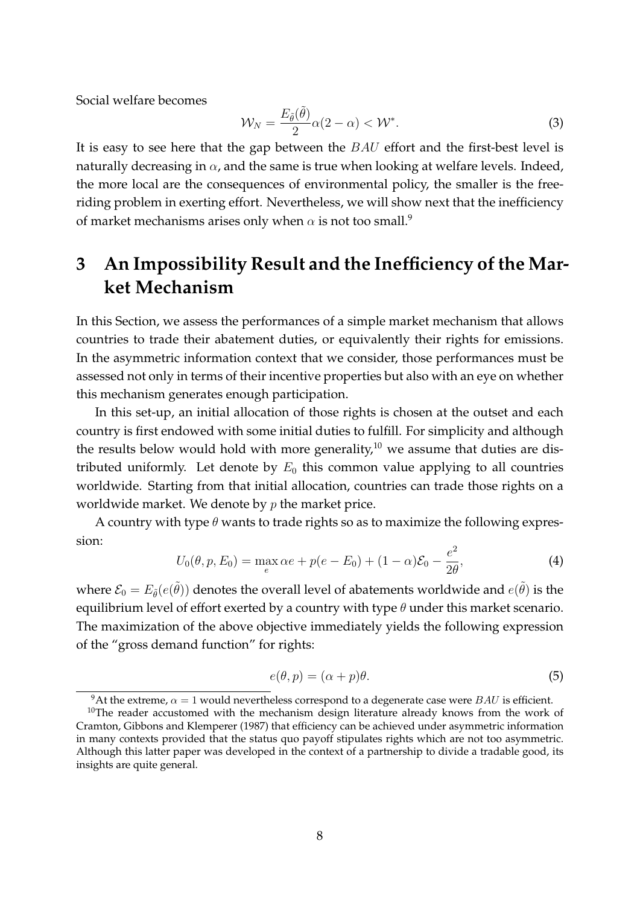Social welfare becomes

$$\mathcal{W}_N = \frac{E_{\tilde{\theta}}(\tilde{\theta})}{2}\alpha(2-\alpha) < \mathcal{W}^*. \tag{3}$$

It is easy to see here that the gap between the $BAU$ effort and the first-best level is naturally decreasing in $\alpha$, and the same is true when looking at welfare levels. Indeed, the more local are the consequences of environmental policy, the smaller is the free-riding problem in exerting effort. Nevertheless, we will show next that the inefficiency of market mechanisms arises only when $\alpha$ is not too small.[9]

# 3 An Impossibility Result and the Inefficiency of the Market Mechanism

In this Section, we assess the performances of a simple market mechanism that allows countries to trade their abatement duties, or equivalently their rights for emissions. In the asymmetric information context that we consider, those performances must be assessed not only in terms of their incentive properties but also with an eye on whether this mechanism generates enough participation.

In this set-up, an initial allocation of those rights is chosen at the outset and each country is first endowed with some initial duties to fulfill. For simplicity and although the results below would hold with more generality,[10] we assume that duties are distributed uniformly. Let denote by $E_0$ this common value applying to all countries worldwide. Starting from that initial allocation, countries can trade those rights on a worldwide market. We denote by $p$ the market price.

A country with type $\theta$ wants to trade rights so as to maximize the following expression:

$$U_0(\theta, p, E_0) = \max_e \alpha e + p(e - E_0) + (1-\alpha)\mathcal{E}_0 - \frac{e^2}{2\theta}, \tag{4}$$

where $\mathcal{E}_0 = E_{\tilde{\theta}}(e(\tilde{\theta}))$ denotes the overall level of abatements worldwide and $e(\tilde{\theta})$ is the equilibrium level of effort exerted by a country with type $\theta$ under this market scenario. The maximization of the above objective immediately yields the following expression of the "gross demand function" for rights:

$$e(\theta, p) = (\alpha + p)\theta. \tag{5}$$

[9] At the extreme, $\alpha = 1$ would nevertheless correspond to a degenerate case were $BAU$ is efficient.

[10] The reader accustomed with the mechanism design literature already knows from the work of Cramton, Gibbons and Klemperer (1987) that efficiency can be achieved under asymmetric information in many contexts provided that the status quo payoff stipulates rights which are not too asymmetric. Although this latter paper was developed in the context of a partnership to divide a tradable good, its insights are quite general.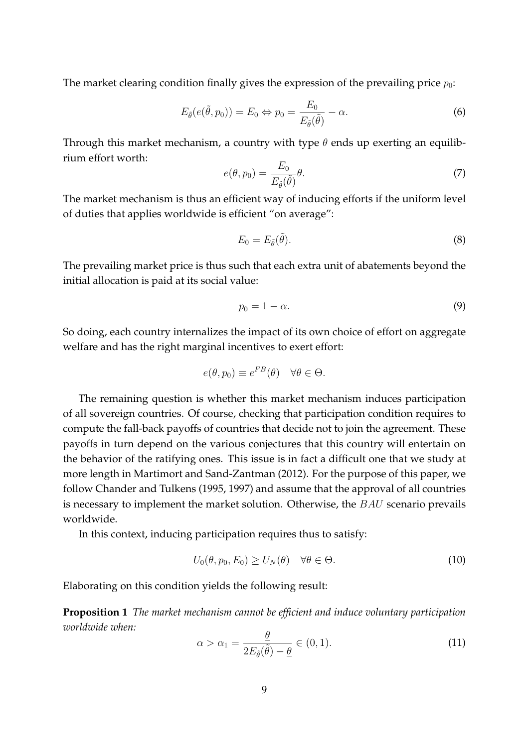The market clearing condition finally gives the expression of the prevailing price $p_0$:

$$E_{\tilde{\theta}}(e(\tilde{\theta}, p_0)) = E_0 \Leftrightarrow p_0 = \frac{E_0}{E_{\tilde{\theta}}(\tilde{\theta})} - \alpha. \tag{6}$$

Through this market mechanism, a country with type $\theta$ ends up exerting an equilibrium effort worth:

$$e(\theta, p_0) = \frac{E_0}{E_{\tilde{\theta}}(\tilde{\theta})}\theta. \tag{7}$$

The market mechanism is thus an efficient way of inducing efforts if the uniform level of duties that applies worldwide is efficient "on average":

$$E_0 = E_{\tilde{\theta}}(\tilde{\theta}). \tag{8}$$

The prevailing market price is thus such that each extra unit of abatements beyond the initial allocation is paid at its social value:

$$p_0 = 1 - \alpha. \tag{9}$$

So doing, each country internalizes the impact of its own choice of effort on aggregate welfare and has the right marginal incentives to exert effort:

$$e(\theta, p_0) \equiv e^{FB}(\theta) \quad \forall \theta \in \Theta.$$

The remaining question is whether this market mechanism induces participation of all sovereign countries. Of course, checking that participation condition requires to compute the fall-back payoffs of countries that decide not to join the agreement. These payoffs in turn depend on the various conjectures that this country will entertain on the behavior of the ratifying ones. This issue is in fact a difficult one that we study at more length in Martimort and Sand-Zantman (2012). For the purpose of this paper, we follow Chander and Tulkens (1995, 1997) and assume that the approval of all countries is necessary to implement the market solution. Otherwise, the $BAU$ scenario prevails worldwide.

In this context, inducing participation requires thus to satisfy:

$$U_0(\theta, p_0, E_0) \geq U_N(\theta) \quad \forall \theta \in \Theta. \tag{10}$$

Elaborating on this condition yields the following result:

**Proposition 1** *The market mechanism cannot be efficient and induce voluntary participation worldwide when:*

$$\alpha > \alpha_1 = \frac{\underline{\theta}}{2E_{\tilde{\theta}}(\tilde{\theta}) - \underline{\theta}} \in (0, 1). \tag{11}$$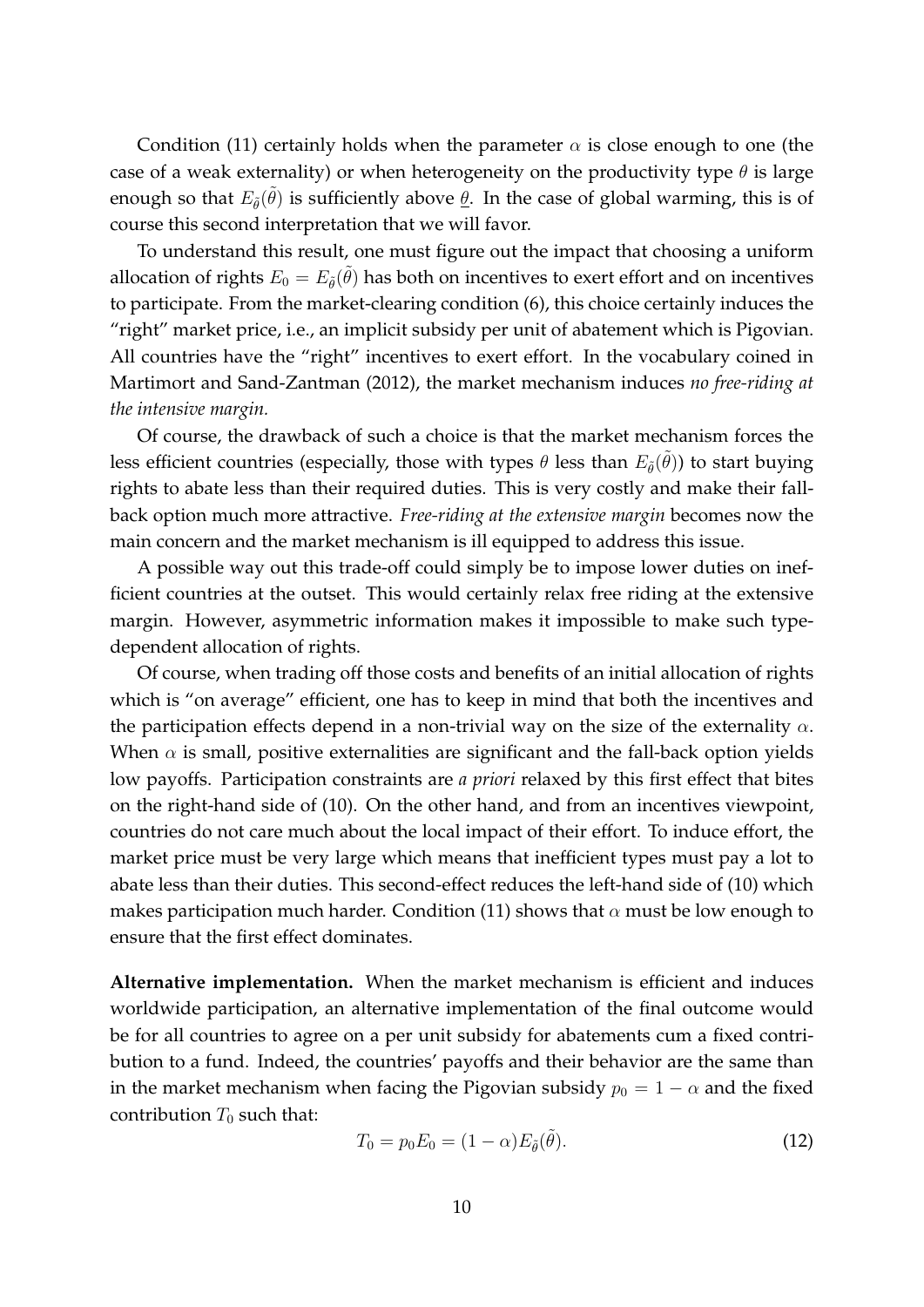Condition (11) certainly holds when the parameter $\alpha$ is close enough to one (the case of a weak externality) or when heterogeneity on the productivity type $\theta$ is large enough so that $E_{\tilde{\theta}}(\tilde{\theta})$ is sufficiently above $\underline{\theta}$. In the case of global warming, this is of course this second interpretation that we will favor.

To understand this result, one must figure out the impact that choosing a uniform allocation of rights $E_0 = E_{\tilde{\theta}}(\tilde{\theta})$ has both on incentives to exert effort and on incentives to participate. From the market-clearing condition (6), this choice certainly induces the "right" market price, i.e., an implicit subsidy per unit of abatement which is Pigovian. All countries have the "right" incentives to exert effort. In the vocabulary coined in Martimort and Sand-Zantman (2012), the market mechanism induces *no free-riding at the intensive margin.*

Of course, the drawback of such a choice is that the market mechanism forces the less efficient countries (especially, those with types $\theta$ less than $E_{\tilde{\theta}}(\tilde{\theta})$) to start buying rights to abate less than their required duties. This is very costly and make their fall-back option much more attractive. *Free-riding at the extensive margin* becomes now the main concern and the market mechanism is ill equipped to address this issue.

A possible way out this trade-off could simply be to impose lower duties on inefficient countries at the outset. This would certainly relax free riding at the extensive margin. However, asymmetric information makes it impossible to make such type-dependent allocation of rights.

Of course, when trading off those costs and benefits of an initial allocation of rights which is "on average" efficient, one has to keep in mind that both the incentives and the participation effects depend in a non-trivial way on the size of the externality $\alpha$. When $\alpha$ is small, positive externalities are significant and the fall-back option yields low payoffs. Participation constraints are *a priori* relaxed by this first effect that bites on the right-hand side of (10). On the other hand, and from an incentives viewpoint, countries do not care much about the local impact of their effort. To induce effort, the market price must be very large which means that inefficient types must pay a lot to abate less than their duties. This second-effect reduces the left-hand side of (10) which makes participation much harder. Condition (11) shows that $\alpha$ must be low enough to ensure that the first effect dominates.

**Alternative implementation.** When the market mechanism is efficient and induces worldwide participation, an alternative implementation of the final outcome would be for all countries to agree on a per unit subsidy for abatements cum a fixed contribution to a fund. Indeed, the countries' payoffs and their behavior are the same than in the market mechanism when facing the Pigovian subsidy $p_0 = 1 - \alpha$ and the fixed contribution $T_0$ such that:

$$T_0 = p_0 E_0 = (1 - \alpha) E_{\tilde{\theta}}(\tilde{\theta}). \tag{12}$$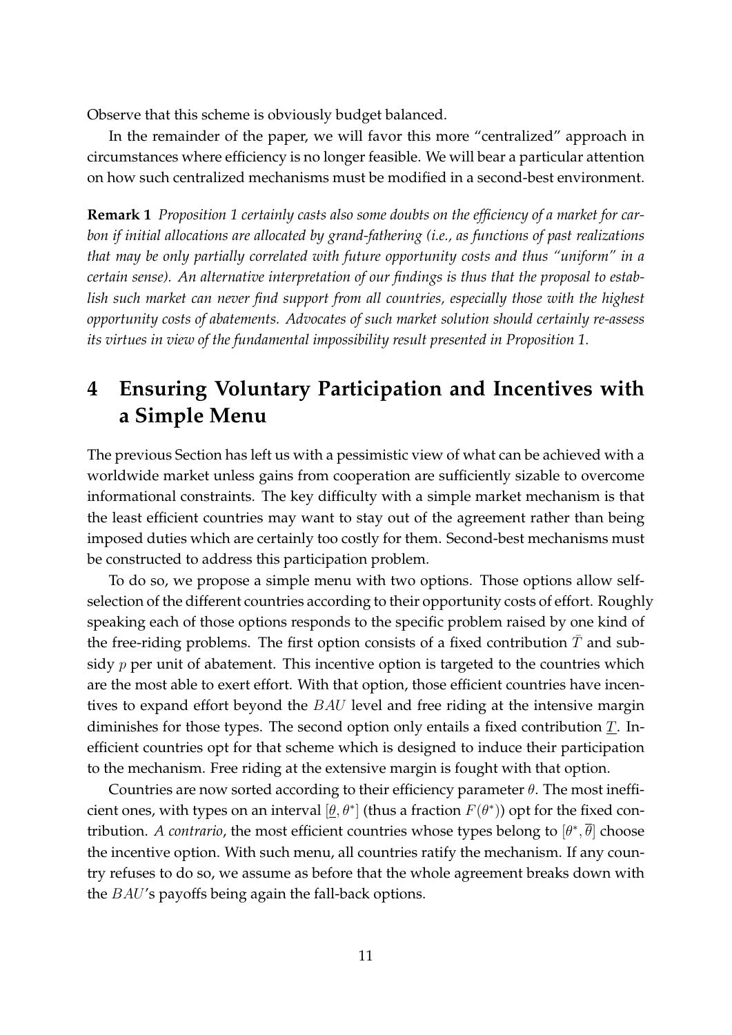Observe that this scheme is obviously budget balanced.

In the remainder of the paper, we will favor this more "centralized" approach in circumstances where efficiency is no longer feasible. We will bear a particular attention on how such centralized mechanisms must be modified in a second-best environment.

**Remark 1** *Proposition 1 certainly casts also some doubts on the efficiency of a market for carbon if initial allocations are allocated by grand-fathering (i.e., as functions of past realizations that may be only partially correlated with future opportunity costs and thus "uniform" in a certain sense). An alternative interpretation of our findings is thus that the proposal to establish such market can never find support from all countries, especially those with the highest opportunity costs of abatements. Advocates of such market solution should certainly re-assess its virtues in view of the fundamental impossibility result presented in Proposition 1.*

# 4 Ensuring Voluntary Participation and Incentives with a Simple Menu

The previous Section has left us with a pessimistic view of what can be achieved with a worldwide market unless gains from cooperation are sufficiently sizable to overcome informational constraints. The key difficulty with a simple market mechanism is that the least efficient countries may want to stay out of the agreement rather than being imposed duties which are certainly too costly for them. Second-best mechanisms must be constructed to address this participation problem.

To do so, we propose a simple menu with two options. Those options allow self-selection of the different countries according to their opportunity costs of effort. Roughly speaking each of those options responds to the specific problem raised by one kind of the free-riding problems. The first option consists of a fixed contribution $\bar{T}$ and subsidy $p$ per unit of abatement. This incentive option is targeted to the countries which are the most able to exert effort. With that option, those efficient countries have incentives to expand effort beyond the $BAU$ level and free riding at the intensive margin diminishes for those types. The second option only entails a fixed contribution $\underline{T}$. Inefficient countries opt for that scheme which is designed to induce their participation to the mechanism. Free riding at the extensive margin is fought with that option.

Countries are now sorted according to their efficiency parameter $\theta$. The most inefficient ones, with types on an interval $[\underline{\theta}, \theta^*]$ (thus a fraction $F(\theta^*)$) opt for the fixed contribution. *A contrario*, the most efficient countries whose types belong to $[\theta^*, \overline{\theta}]$ choose the incentive option. With such menu, all countries ratify the mechanism. If any country refuses to do so, we assume as before that the whole agreement breaks down with the $BAU$'s payoffs being again the fall-back options.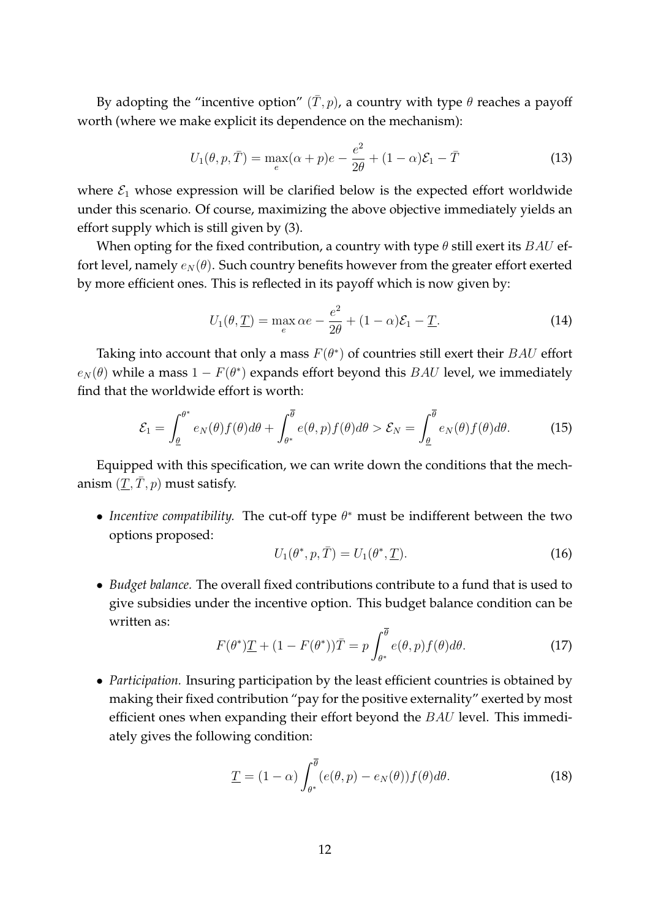By adopting the "incentive option" $(\bar{T}, p)$, a country with type $\theta$ reaches a payoff worth (where we make explicit its dependence on the mechanism):

$$U_1(\theta, p, \bar{T}) = \max_e (\alpha + p)e - \frac{e^2}{2\theta} + (1-\alpha)\mathcal{E}_1 - \bar{T} \tag{13}$$

where $\mathcal{E}_1$ whose expression will be clarified below is the expected effort worldwide under this scenario. Of course, maximizing the above objective immediately yields an effort supply which is still given by (3).

When opting for the fixed contribution, a country with type $\theta$ still exert its $BAU$ effort level, namely $e_N(\theta)$. Such country benefits however from the greater effort exerted by more efficient ones. This is reflected in its payoff which is now given by:

$$U_1(\theta, \underline{T}) = \max_e \alpha e - \frac{e^2}{2\theta} + (1-\alpha)\mathcal{E}_1 - \underline{T}. \tag{14}$$

Taking into account that only a mass $F(\theta^*)$ of countries still exert their $BAU$ effort $e_N(\theta)$ while a mass $1 - F(\theta^*)$ expands effort beyond this $BAU$ level, we immediately find that the worldwide effort is worth:

$$\mathcal{E}_1 = \int_{\underline{\theta}}^{\theta^*} e_N(\theta) f(\theta) d\theta + \int_{\theta^*}^{\overline{\theta}} e(\theta, p) f(\theta) d\theta > \mathcal{E}_N = \int_{\underline{\theta}}^{\overline{\theta}} e_N(\theta) f(\theta) d\theta. \tag{15}$$

Equipped with this specification, we can write down the conditions that the mechanism $(\underline{T}, \bar{T}, p)$ must satisfy.

- *Incentive compatibility.* The cut-off type $\theta^*$ must be indifferent between the two options proposed:

$$U_1(\theta^*, p, \bar{T}) = U_1(\theta^*, \underline{T}). \tag{16}$$

- *Budget balance.* The overall fixed contributions contribute to a fund that is used to give subsidies under the incentive option. This budget balance condition can be written as:

$$F(\theta^*)\underline{T} + (1 - F(\theta^*))\bar{T} = p \int_{\theta^*}^{\overline{\theta}} e(\theta, p) f(\theta) d\theta. \tag{17}$$

- *Participation.* Insuring participation by the least efficient countries is obtained by making their fixed contribution "pay for the positive externality" exerted by most efficient ones when expanding their effort beyond the $BAU$ level. This immediately gives the following condition:

$$\underline{T} = (1-\alpha) \int_{\theta^*}^{\overline{\theta}} (e(\theta, p) - e_N(\theta)) f(\theta) d\theta. \tag{18}$$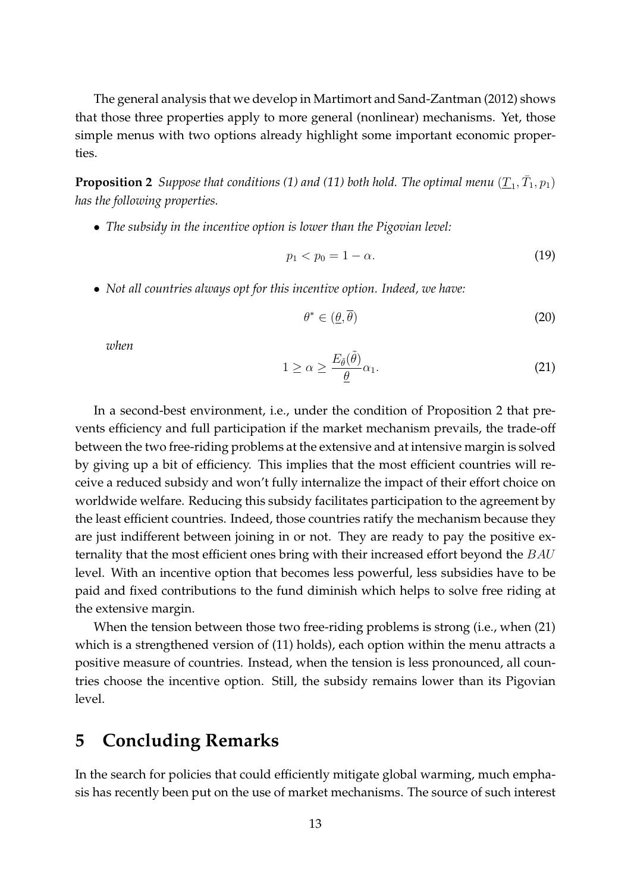The general analysis that we develop in Martimort and Sand-Zantman (2012) shows that those three properties apply to more general (nonlinear) mechanisms. Yet, those simple menus with two options already highlight some important economic properties.

**Proposition 2** *Suppose that conditions (1) and (11) both hold. The optimal menu $(\underline{T}_1, \bar{T}_1, p_1)$ has the following properties.*

- *The subsidy in the incentive option is lower than the Pigovian level:*

$$p_1 < p_0 = 1 - \alpha. \tag{19}$$

- *Not all countries always opt for this incentive option. Indeed, we have:*

$$\theta^* \in (\underline{\theta}, \overline{\theta}) \tag{20}$$

*when*

$$1 \geq \alpha \geq \frac{E_{\tilde{\theta}}(\tilde{\theta})}{\underline{\theta}} \alpha_1. \tag{21}$$

In a second-best environment, i.e., under the condition of Proposition 2 that prevents efficiency and full participation if the market mechanism prevails, the trade-off between the two free-riding problems at the extensive and at intensive margin is solved by giving up a bit of efficiency. This implies that the most efficient countries will receive a reduced subsidy and won't fully internalize the impact of their effort choice on worldwide welfare. Reducing this subsidy facilitates participation to the agreement by the least efficient countries. Indeed, those countries ratify the mechanism because they are just indifferent between joining in or not. They are ready to pay the positive externality that the most efficient ones bring with their increased effort beyond the $BAU$ level. With an incentive option that becomes less powerful, less subsidies have to be paid and fixed contributions to the fund diminish which helps to solve free riding at the extensive margin.

When the tension between those two free-riding problems is strong (i.e., when (21) which is a strengthened version of (11) holds), each option within the menu attracts a positive measure of countries. Instead, when the tension is less pronounced, all countries choose the incentive option. Still, the subsidy remains lower than its Pigovian level.

## 5 Concluding Remarks

In the search for policies that could efficiently mitigate global warming, much emphasis has recently been put on the use of market mechanisms. The source of such interest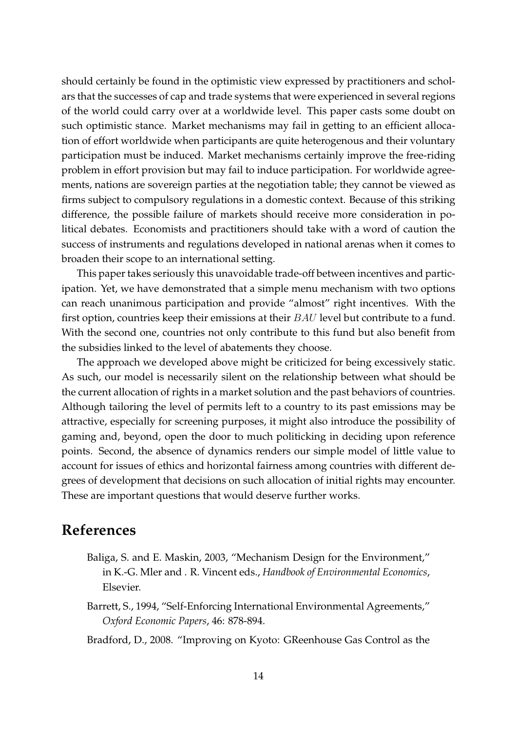should certainly be found in the optimistic view expressed by practitioners and scholars that the successes of cap and trade systems that were experienced in several regions of the world could carry over at a worldwide level. This paper casts some doubt on such optimistic stance. Market mechanisms may fail in getting to an efficient allocation of effort worldwide when participants are quite heterogenous and their voluntary participation must be induced. Market mechanisms certainly improve the free-riding problem in effort provision but may fail to induce participation. For worldwide agreements, nations are sovereign parties at the negotiation table; they cannot be viewed as firms subject to compulsory regulations in a domestic context. Because of this striking difference, the possible failure of markets should receive more consideration in political debates. Economists and practitioners should take with a word of caution the success of instruments and regulations developed in national arenas when it comes to broaden their scope to an international setting.

This paper takes seriously this unavoidable trade-off between incentives and participation. Yet, we have demonstrated that a simple menu mechanism with two options can reach unanimous participation and provide "almost" right incentives. With the first option, countries keep their emissions at their $BAU$ level but contribute to a fund. With the second one, countries not only contribute to this fund but also benefit from the subsidies linked to the level of abatements they choose.

The approach we developed above might be criticized for being excessively static. As such, our model is necessarily silent on the relationship between what should be the current allocation of rights in a market solution and the past behaviors of countries. Although tailoring the level of permits left to a country to its past emissions may be attractive, especially for screening purposes, it might also introduce the possibility of gaming and, beyond, open the door to much politicking in deciding upon reference points. Second, the absence of dynamics renders our simple model of little value to account for issues of ethics and horizontal fairness among countries with different degrees of development that decisions on such allocation of initial rights may encounter. These are important questions that would deserve further works.

## References

Baliga, S. and E. Maskin, 2003, "Mechanism Design for the Environment," in K.-G. Mler and . R. Vincent eds., *Handbook of Environmental Economics*, Elsevier.

Barrett, S., 1994, "Self-Enforcing International Environmental Agreements," *Oxford Economic Papers*, 46: 878-894.

Bradford, D., 2008. "Improving on Kyoto: GReenhouse Gas Control as the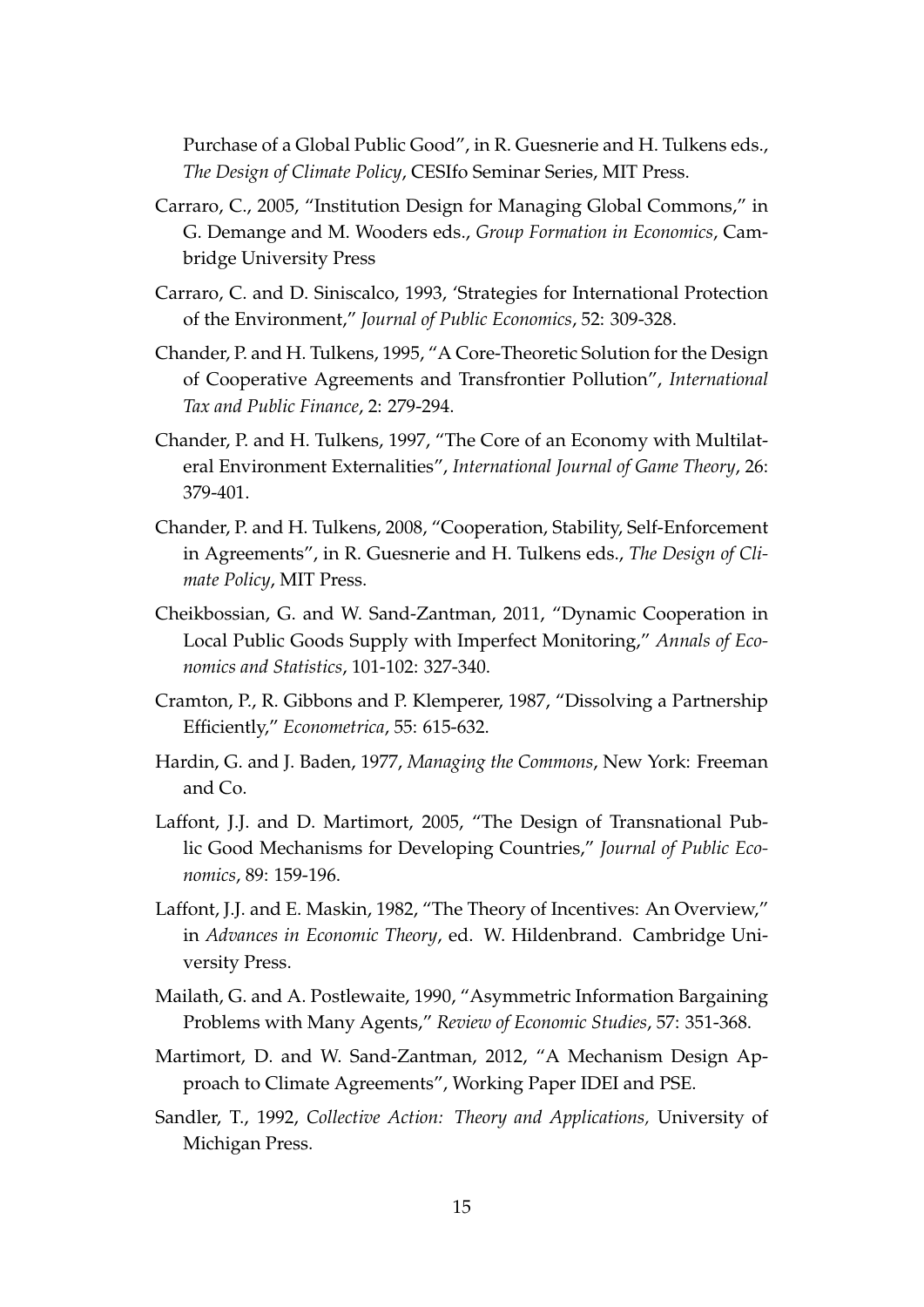Purchase of a Global Public Good", in R. Guesnerie and H. Tulkens eds., *The Design of Climate Policy*, CESIfo Seminar Series, MIT Press.

Carraro, C., 2005, "Institution Design for Managing Global Commons," in G. Demange and M. Wooders eds., *Group Formation in Economics*, Cambridge University Press

Carraro, C. and D. Siniscalco, 1993, 'Strategies for International Protection of the Environment," *Journal of Public Economics*, 52: 309-328.

Chander, P. and H. Tulkens, 1995, "A Core-Theoretic Solution for the Design of Cooperative Agreements and Transfrontier Pollution", *International Tax and Public Finance*, 2: 279-294.

Chander, P. and H. Tulkens, 1997, "The Core of an Economy with Multilateral Environment Externalities", *International Journal of Game Theory*, 26: 379-401.

Chander, P. and H. Tulkens, 2008, "Cooperation, Stability, Self-Enforcement in Agreements", in R. Guesnerie and H. Tulkens eds., *The Design of Climate Policy*, MIT Press.

Cheikbossian, G. and W. Sand-Zantman, 2011, "Dynamic Cooperation in Local Public Goods Supply with Imperfect Monitoring," *Annals of Economics and Statistics*, 101-102: 327-340.

Cramton, P., R. Gibbons and P. Klemperer, 1987, "Dissolving a Partnership Efficiently," *Econometrica*, 55: 615-632.

Hardin, G. and J. Baden, 1977, *Managing the Commons*, New York: Freeman and Co.

Laffont, J.J. and D. Martimort, 2005, "The Design of Transnational Public Good Mechanisms for Developing Countries," *Journal of Public Economics*, 89: 159-196.

Laffont, J.J. and E. Maskin, 1982, "The Theory of Incentives: An Overview," in *Advances in Economic Theory*, ed. W. Hildenbrand. Cambridge University Press.

Mailath, G. and A. Postlewaite, 1990, "Asymmetric Information Bargaining Problems with Many Agents," *Review of Economic Studies*, 57: 351-368.

Martimort, D. and W. Sand-Zantman, 2012, "A Mechanism Design Approach to Climate Agreements", Working Paper IDEI and PSE.

Sandler, T., 1992, *Collective Action: Theory and Applications,* University of Michigan Press.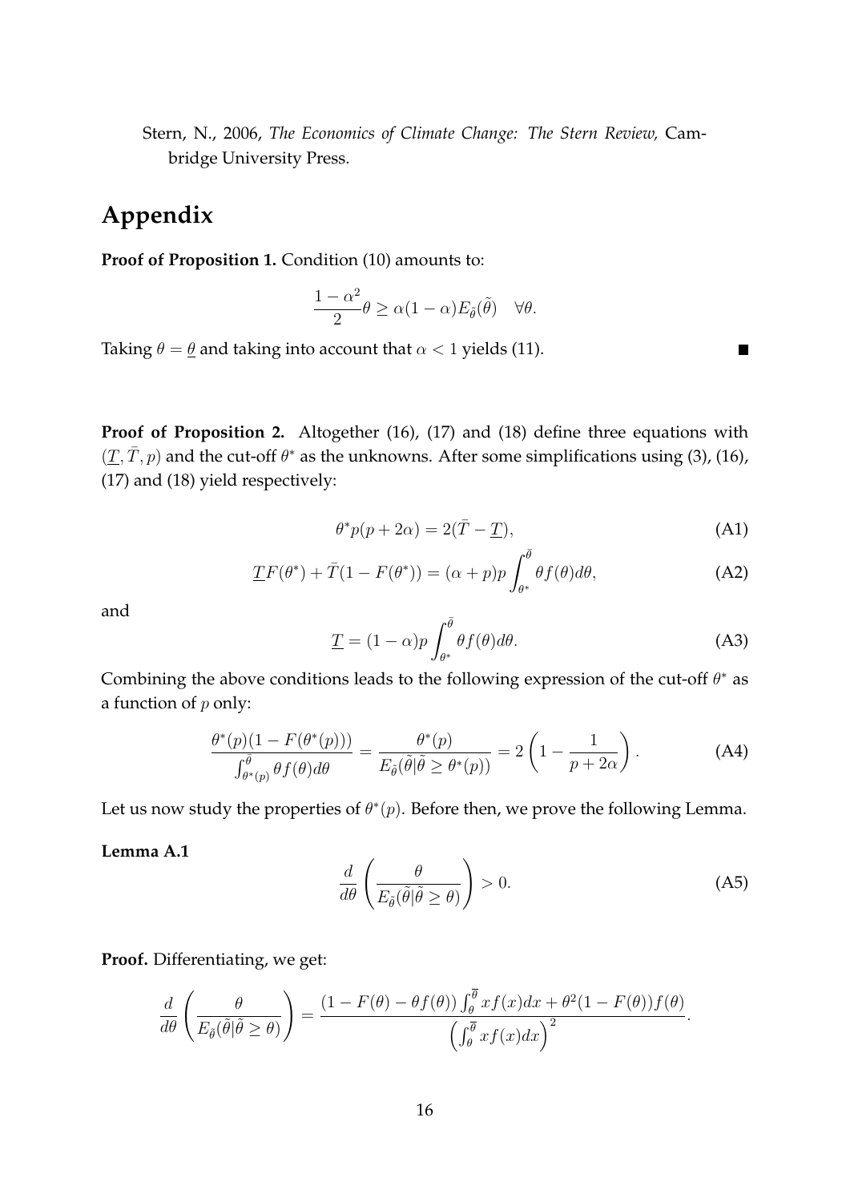Stern, N., 2006, *The Economics of Climate Change: The Stern Review,* Cambridge University Press.

# Appendix

**Proof of Proposition 1.** Condition (10) amounts to:

$$\frac{1-\alpha^2}{2}\theta \geq \alpha(1-\alpha)E_{\tilde{\theta}}(\tilde{\theta}) \quad \forall \theta.$$

Taking $\theta = \underline{\theta}$ and taking into account that $\alpha < 1$ yields (11). ■

**Proof of Proposition 2.** Altogether (16), (17) and (18) define three equations with $(\underline{T}, \bar{T}, p)$ and the cut-off $\theta^*$ as the unknowns. After some simplifications using (3), (16), (17) and (18) yield respectively:

$$\theta^* p(p + 2\alpha) = 2(\bar{T} - \underline{T}), \tag{A1}$$

$$\underline{T}F(\theta^*) + \bar{T}(1 - F(\theta^*)) = (\alpha + p)p \int_{\theta^*}^{\bar{\theta}} \theta f(\theta) d\theta, \tag{A2}$$

and

$$\underline{T} = (1 - \alpha)p \int_{\theta^*}^{\bar{\theta}} \theta f(\theta) d\theta. \tag{A3}$$

Combining the above conditions leads to the following expression of the cut-off $\theta^*$ as a function of $p$ only:

$$\frac{\theta^*(p)(1 - F(\theta^*(p)))}{\int_{\theta^*(p)}^{\bar{\theta}} \theta f(\theta) d\theta} = \frac{\theta^*(p)}{E_{\tilde{\theta}}(\tilde{\theta}|\tilde{\theta} \geq \theta^*(p))} = 2\left(1 - \frac{1}{p + 2\alpha}\right). \tag{A4}$$

Let us now study the properties of $\theta^*(p)$. Before then, we prove the following Lemma.

**Lemma A.1**

$$\frac{d}{d\theta}\left(\frac{\theta}{E_{\tilde{\theta}}(\tilde{\theta}|\tilde{\theta} \geq \theta)}\right) > 0. \tag{A5}$$

**Proof.** Differentiating, we get:

$$\frac{d}{d\theta}\left(\frac{\theta}{E_{\tilde{\theta}}(\tilde{\theta}|\tilde{\theta} \geq \theta)}\right) = \frac{(1 - F(\theta) - \theta f(\theta)) \int_{\theta}^{\overline{\theta}} x f(x) dx + \theta^2 (1 - F(\theta)) f(\theta)}{\left(\int_{\theta}^{\overline{\theta}} x f(x) dx\right)^2}.$$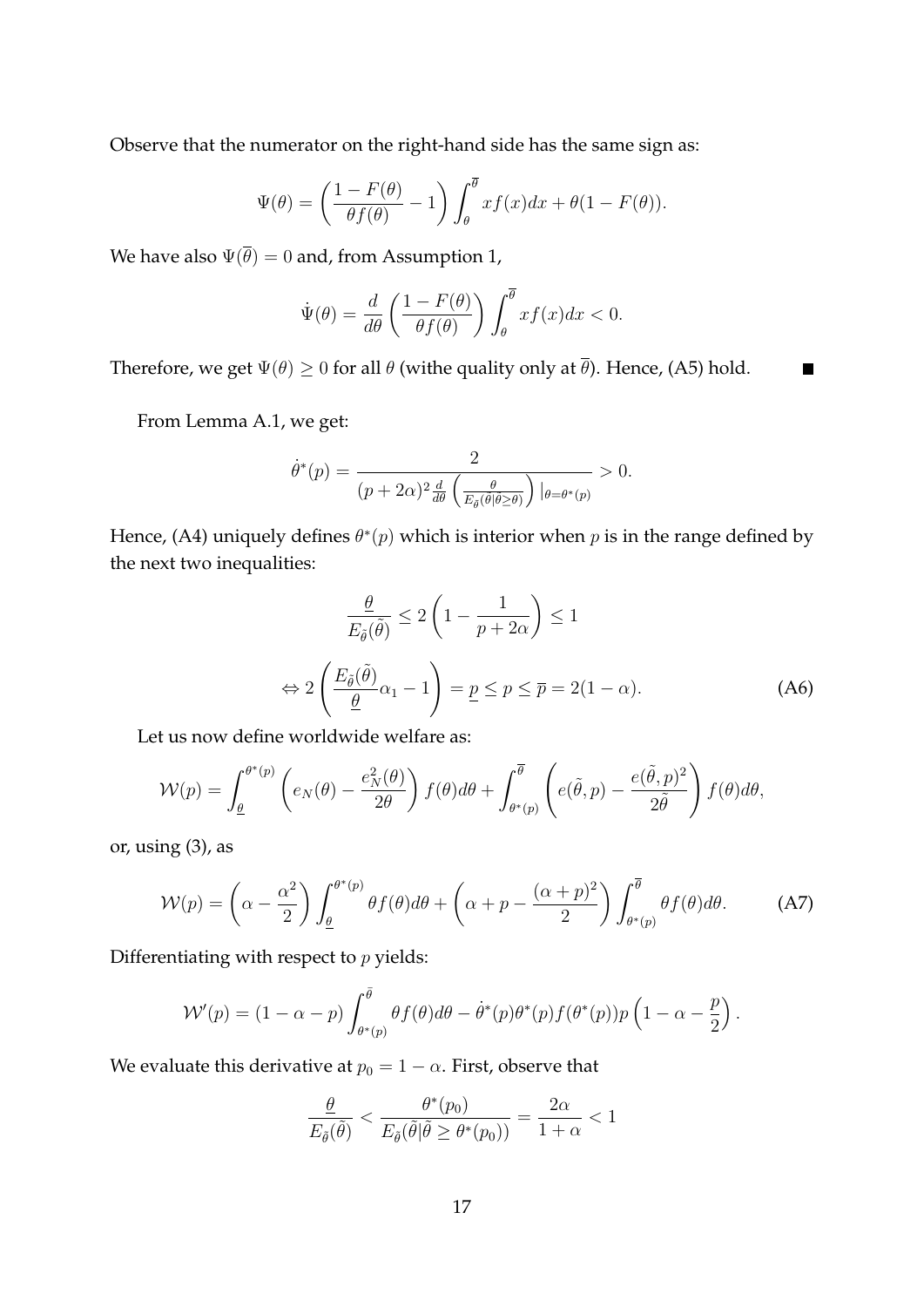Observe that the numerator on the right-hand side has the same sign as:

$$\Psi(\theta) = \left(\frac{1-F(\theta)}{\theta f(\theta)} - 1\right) \int_{\theta}^{\overline{\theta}} x f(x) dx + \theta(1-F(\theta)).$$

We have also $\Psi(\overline{\theta}) = 0$ and, from Assumption 1,

$$\dot{\Psi}(\theta) = \frac{d}{d\theta}\left(\frac{1-F(\theta)}{\theta f(\theta)}\right) \int_{\theta}^{\overline{\theta}} x f(x) dx < 0.$$

Therefore, we get $\Psi(\theta) \geq 0$ for all $\theta$ (withe quality only at $\overline{\theta}$). Hence, (A5) hold. ■

From Lemma A.1, we get:

$$\dot{\theta}^*(p) = \frac{2}{(p+2\alpha)^2 \frac{d}{d\theta}\left(\frac{\theta}{E_{\tilde{\theta}}(\theta|\theta \geq \theta)}\right)|_{\theta=\theta^*(p)}} > 0.$$

Hence, (A4) uniquely defines $\theta^*(p)$ which is interior when $p$ is in the range defined by the next two inequalities:

$$\frac{\underline{\theta}}{E_{\tilde{\theta}}(\tilde{\theta})} \leq 2\left(1 - \frac{1}{p+2\alpha}\right) \leq 1$$

$$\Leftrightarrow 2\left(\frac{E_{\tilde{\theta}}(\tilde{\theta})}{\underline{\theta}}\alpha_1 - 1\right) = \underline{p} \leq p \leq \overline{p} = 2(1-\alpha). \tag{A6}$$

Let us now define worldwide welfare as:

$$\mathcal{W}(p) = \int_{\underline{\theta}}^{\theta^*(p)} \left(e_N(\theta) - \frac{e_N^2(\theta)}{2\theta}\right) f(\theta) d\theta + \int_{\theta^*(p)}^{\overline{\theta}} \left(e(\tilde{\theta}, p) - \frac{e(\tilde{\theta}, p)^2}{2\tilde{\theta}}\right) f(\theta) d\theta,$$

or, using (3), as

$$\mathcal{W}(p) = \left(\alpha - \frac{\alpha^2}{2}\right) \int_{\underline{\theta}}^{\theta^*(p)} \theta f(\theta) d\theta + \left(\alpha + p - \frac{(\alpha+p)^2}{2}\right) \int_{\theta^*(p)}^{\overline{\theta}} \theta f(\theta) d\theta. \tag{A7}$$

Differentiating with respect to $p$ yields:

$$\mathcal{W}'(p) = (1-\alpha-p) \int_{\theta^*(p)}^{\bar{\theta}} \theta f(\theta) d\theta - \dot{\theta}^*(p)\theta^*(p) f(\theta^*(p)) p \left(1 - \alpha - \frac{p}{2}\right).$$

We evaluate this derivative at $p_0 = 1 - \alpha$. First, observe that

$$\frac{\underline{\theta}}{E_{\tilde{\theta}}(\tilde{\theta})} < \frac{\theta^*(p_0)}{E_{\tilde{\theta}}(\tilde{\theta}|\tilde{\theta} \geq \theta^*(p_0))} = \frac{2\alpha}{1+\alpha} < 1$$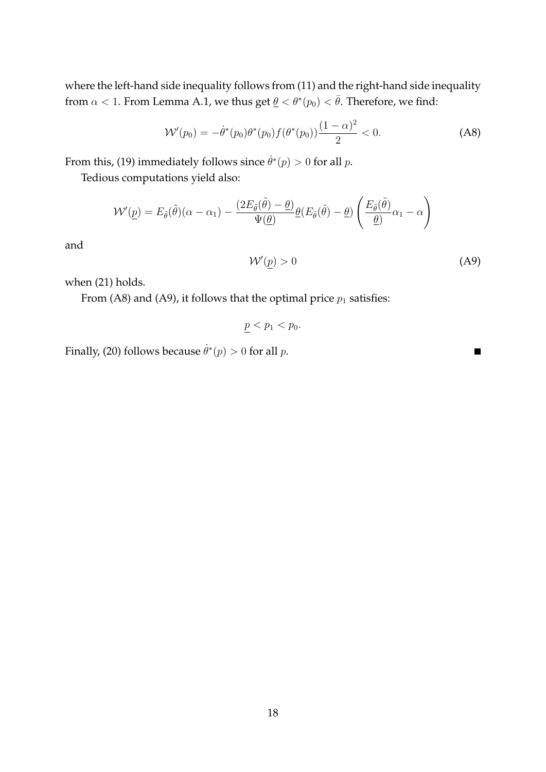where the left-hand side inequality follows from (11) and the right-hand side inequality from $\alpha < 1$. From Lemma A.1, we thus get $\underline{\theta} < \theta^*(p_0) < \bar{\theta}$. Therefore, we find:

$$\mathcal{W}'(p_0) = -\dot{\theta}^*(p_0)\theta^*(p_0)f(\theta^*(p_0))\frac{(1-\alpha)^2}{2} < 0. \tag{A8}$$

From this, (19) immediately follows since $\dot{\theta}^*(p) > 0$ for all $p$.

Tedious computations yield also:

$$\mathcal{W}'(\underline{p}) = E_{\tilde{\theta}}(\tilde{\theta})(\alpha - \alpha_1) - \frac{(2E_{\tilde{\theta}}(\tilde{\theta}) - \underline{\theta})}{\Psi(\underline{\theta})}\underline{\theta}(E_{\tilde{\theta}}(\tilde{\theta}) - \underline{\theta})\left(\frac{E_{\tilde{\theta}}(\tilde{\theta})}{\underline{\theta}}\alpha_1 - \alpha\right)$$

and

$$\mathcal{W}'(\underline{p}) > 0 \tag{A9}$$

when (21) holds.

From (A8) and (A9), it follows that the optimal price $p_1$ satisfies:

$$\underline{p} < p_1 < p_0.$$

Finally, (20) follows because $\dot{\theta}^*(p) > 0$ for all $p$. ■